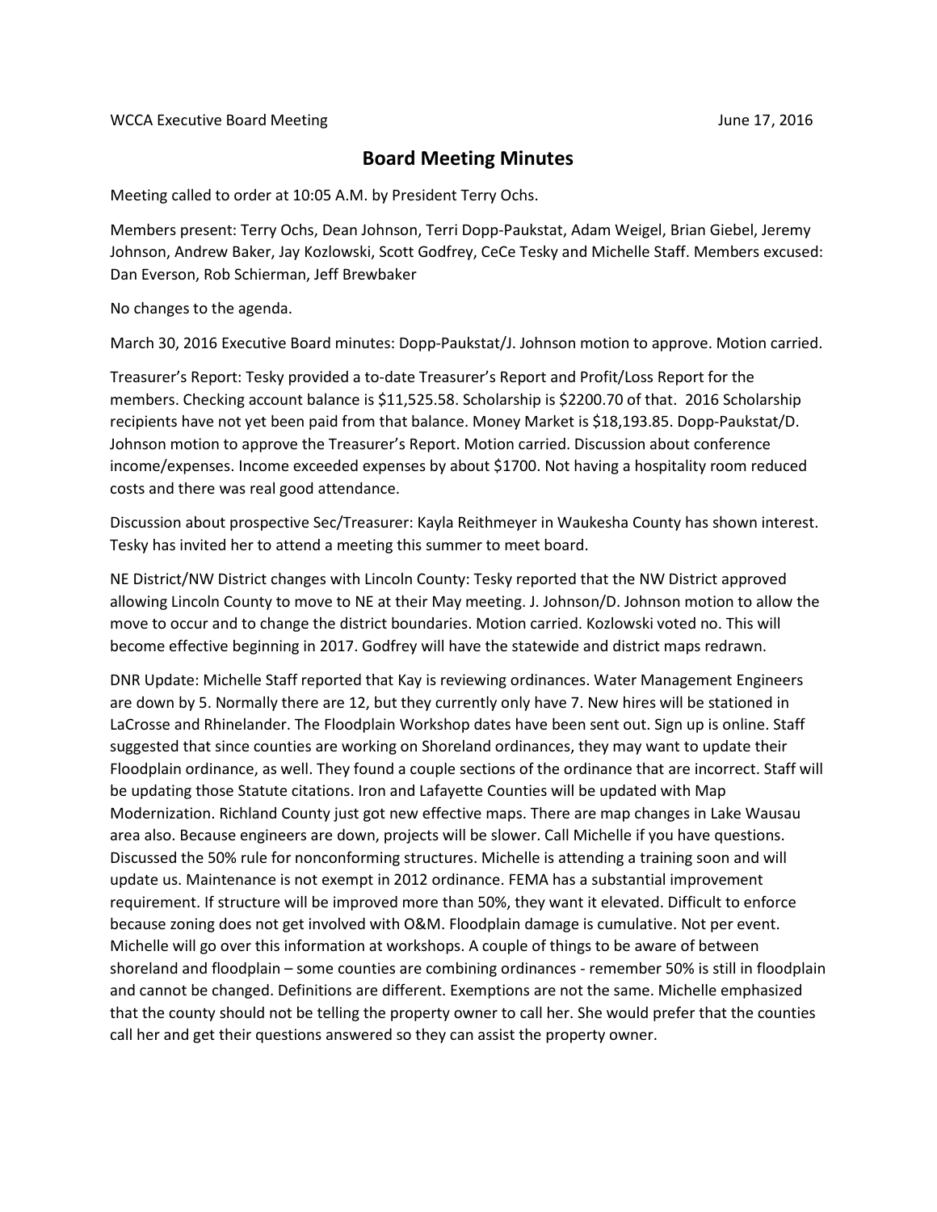WCCA Executive Board Meeting June 17, 2016

# Board Meeting Minutes

Meeting called to order at 10:05 A.M. by President Terry Ochs.

Members present: Terry Ochs, Dean Johnson, Terri Dopp-Paukstat, Adam Weigel, Brian Giebel, Jeremy Johnson, Andrew Baker, Jay Kozlowski, Scott Godfrey, CeCe Tesky and Michelle Staff. Members excused: Dan Everson, Rob Schierman, Jeff Brewbaker

No changes to the agenda.

March 30, 2016 Executive Board minutes: Dopp-Paukstat/J. Johnson motion to approve. Motion carried.

Treasurer's Report: Tesky provided a to-date Treasurer's Report and Profit/Loss Report for the members. Checking account balance is $11,525.58. Scholarship is $2200.70 of that. 2016 Scholarship recipients have not yet been paid from that balance. Money Market is $18,193.85. Dopp-Paukstat/D. Johnson motion to approve the Treasurer's Report. Motion carried. Discussion about conference income/expenses. Income exceeded expenses by about $1700. Not having a hospitality room reduced costs and there was real good attendance.

Discussion about prospective Sec/Treasurer: Kayla Reithmeyer in Waukesha County has shown interest. Tesky has invited her to attend a meeting this summer to meet board.

NE District/NW District changes with Lincoln County: Tesky reported that the NW District approved allowing Lincoln County to move to NE at their May meeting. J. Johnson/D. Johnson motion to allow the move to occur and to change the district boundaries. Motion carried. Kozlowski voted no. This will become effective beginning in 2017. Godfrey will have the statewide and district maps redrawn.

DNR Update: Michelle Staff reported that Kay is reviewing ordinances. Water Management Engineers are down by 5. Normally there are 12, but they currently only have 7. New hires will be stationed in LaCrosse and Rhinelander. The Floodplain Workshop dates have been sent out. Sign up is online. Staff suggested that since counties are working on Shoreland ordinances, they may want to update their Floodplain ordinance, as well. They found a couple sections of the ordinance that are incorrect. Staff will be updating those Statute citations. Iron and Lafayette Counties will be updated with Map Modernization. Richland County just got new effective maps. There are map changes in Lake Wausau area also. Because engineers are down, projects will be slower. Call Michelle if you have questions. Discussed the 50% rule for nonconforming structures. Michelle is attending a training soon and will update us. Maintenance is not exempt in 2012 ordinance. FEMA has a substantial improvement requirement. If structure will be improved more than 50%, they want it elevated. Difficult to enforce because zoning does not get involved with O&M. Floodplain damage is cumulative. Not per event. Michelle will go over this information at workshops. A couple of things to be aware of between shoreland and floodplain – some counties are combining ordinances - remember 50% is still in floodplain and cannot be changed. Definitions are different. Exemptions are not the same. Michelle emphasized that the county should not be telling the property owner to call her. She would prefer that the counties call her and get their questions answered so they can assist the property owner.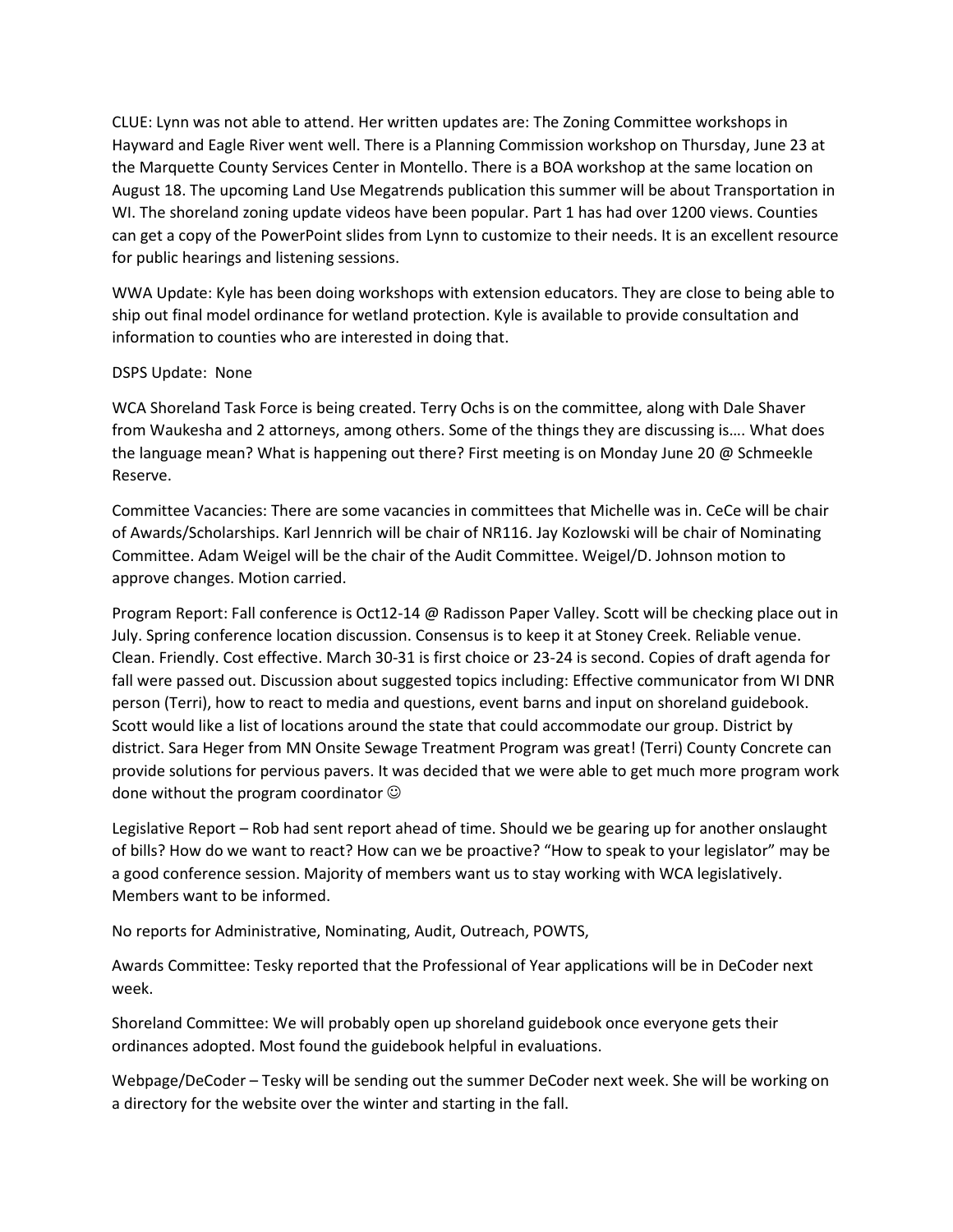CLUE: Lynn was not able to attend. Her written updates are: The Zoning Committee workshops in Hayward and Eagle River went well. There is a Planning Commission workshop on Thursday, June 23 at the Marquette County Services Center in Montello. There is a BOA workshop at the same location on August 18. The upcoming Land Use Megatrends publication this summer will be about Transportation in WI. The shoreland zoning update videos have been popular. Part 1 has had over 1200 views. Counties can get a copy of the PowerPoint slides from Lynn to customize to their needs. It is an excellent resource for public hearings and listening sessions.

WWA Update: Kyle has been doing workshops with extension educators. They are close to being able to ship out final model ordinance for wetland protection. Kyle is available to provide consultation and information to counties who are interested in doing that.

DSPS Update: None

WCA Shoreland Task Force is being created. Terry Ochs is on the committee, along with Dale Shaver from Waukesha and 2 attorneys, among others. Some of the things they are discussing is…. What does the language mean? What is happening out there? First meeting is on Monday June 20 @ Schmeekle Reserve.

Committee Vacancies: There are some vacancies in committees that Michelle was in. CeCe will be chair of Awards/Scholarships. Karl Jennrich will be chair of NR116. Jay Kozlowski will be chair of Nominating Committee. Adam Weigel will be the chair of the Audit Committee. Weigel/D. Johnson motion to approve changes. Motion carried.

Program Report: Fall conference is Oct12-14 @ Radisson Paper Valley. Scott will be checking place out in July. Spring conference location discussion. Consensus is to keep it at Stoney Creek. Reliable venue. Clean. Friendly. Cost effective. March 30-31 is first choice or 23-24 is second. Copies of draft agenda for fall were passed out. Discussion about suggested topics including: Effective communicator from WI DNR person (Terri), how to react to media and questions, event barns and input on shoreland guidebook. Scott would like a list of locations around the state that could accommodate our group. District by district. Sara Heger from MN Onsite Sewage Treatment Program was great! (Terri) County Concrete can provide solutions for pervious pavers. It was decided that we were able to get much more program work done without the program coordinator ☺

Legislative Report – Rob had sent report ahead of time. Should we be gearing up for another onslaught of bills? How do we want to react? How can we be proactive? "How to speak to your legislator" may be a good conference session. Majority of members want us to stay working with WCA legislatively. Members want to be informed.

No reports for Administrative, Nominating, Audit, Outreach, POWTS,

Awards Committee: Tesky reported that the Professional of Year applications will be in DeCoder next week.

Shoreland Committee: We will probably open up shoreland guidebook once everyone gets their ordinances adopted. Most found the guidebook helpful in evaluations.

Webpage/DeCoder – Tesky will be sending out the summer DeCoder next week. She will be working on a directory for the website over the winter and starting in the fall.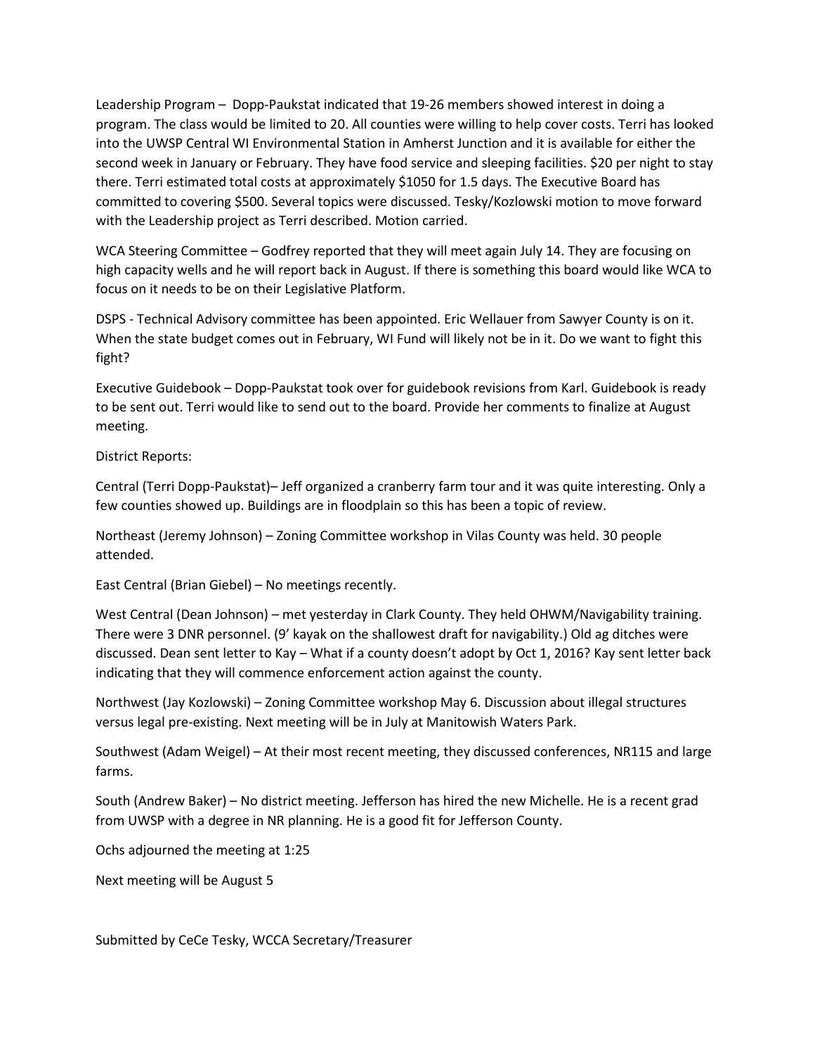Leadership Program – Dopp-Paukstat indicated that 19-26 members showed interest in doing a program. The class would be limited to 20. All counties were willing to help cover costs. Terri has looked into the UWSP Central WI Environmental Station in Amherst Junction and it is available for either the second week in January or February. They have food service and sleeping facilities. $20 per night to stay there. Terri estimated total costs at approximately $1050 for 1.5 days. The Executive Board has committed to covering $500. Several topics were discussed. Tesky/Kozlowski motion to move forward with the Leadership project as Terri described. Motion carried.

WCA Steering Committee – Godfrey reported that they will meet again July 14. They are focusing on high capacity wells and he will report back in August. If there is something this board would like WCA to focus on it needs to be on their Legislative Platform.

DSPS - Technical Advisory committee has been appointed. Eric Wellauer from Sawyer County is on it. When the state budget comes out in February, WI Fund will likely not be in it. Do we want to fight this fight?

Executive Guidebook – Dopp-Paukstat took over for guidebook revisions from Karl. Guidebook is ready to be sent out. Terri would like to send out to the board. Provide her comments to finalize at August meeting.

District Reports:

Central (Terri Dopp-Paukstat)– Jeff organized a cranberry farm tour and it was quite interesting. Only a few counties showed up. Buildings are in floodplain so this has been a topic of review.

Northeast (Jeremy Johnson) – Zoning Committee workshop in Vilas County was held. 30 people attended.

East Central (Brian Giebel) – No meetings recently.

West Central (Dean Johnson) – met yesterday in Clark County. They held OHWM/Navigability training. There were 3 DNR personnel. (9' kayak on the shallowest draft for navigability.) Old ag ditches were discussed. Dean sent letter to Kay – What if a county doesn't adopt by Oct 1, 2016? Kay sent letter back indicating that they will commence enforcement action against the county.

Northwest (Jay Kozlowski) – Zoning Committee workshop May 6. Discussion about illegal structures versus legal pre-existing. Next meeting will be in July at Manitowish Waters Park.

Southwest (Adam Weigel) – At their most recent meeting, they discussed conferences, NR115 and large farms.

South (Andrew Baker) – No district meeting. Jefferson has hired the new Michelle. He is a recent grad from UWSP with a degree in NR planning. He is a good fit for Jefferson County.

Ochs adjourned the meeting at 1:25

Next meeting will be August 5

Submitted by CeCe Tesky, WCCA Secretary/Treasurer